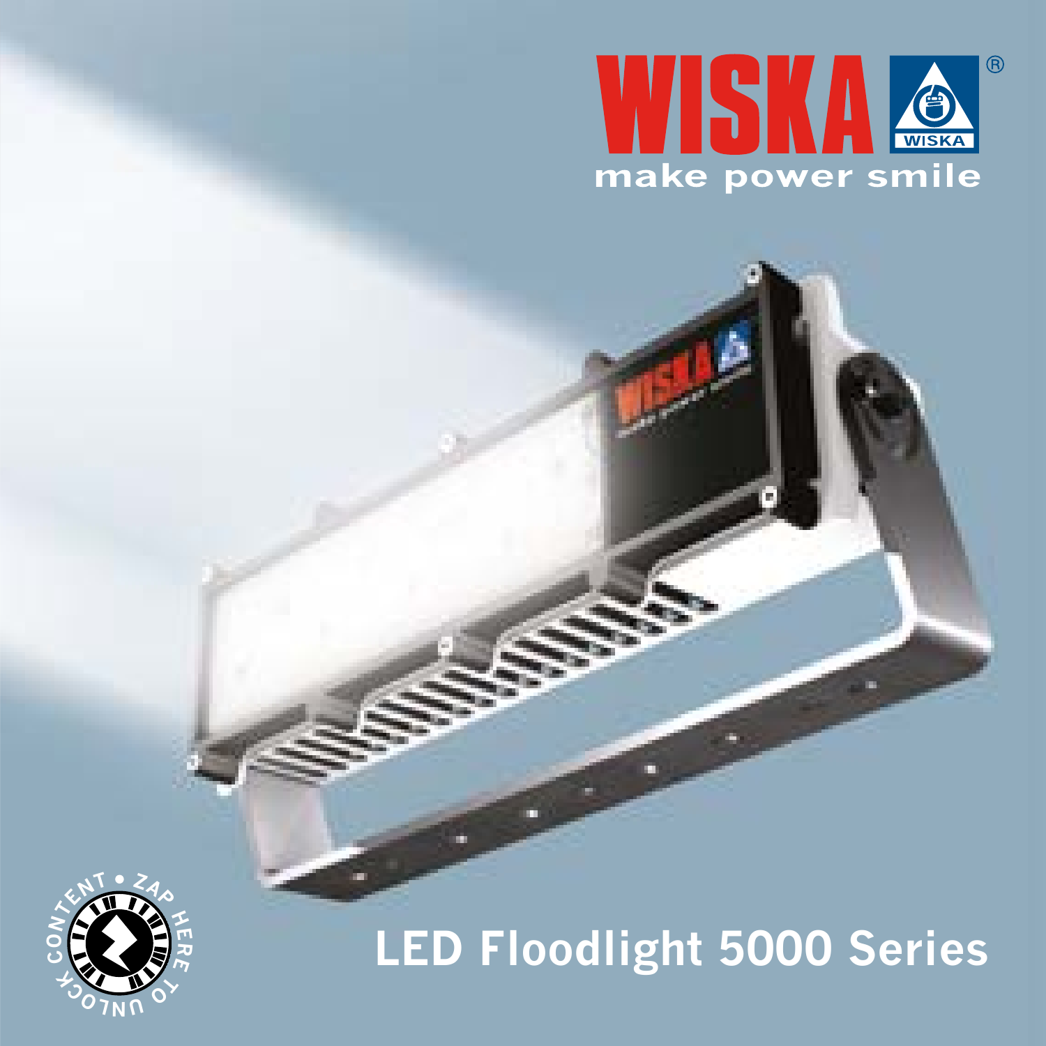WISKA

make power smile

CONTENT • ZAP HERE TO UNLOCK

# LED Floodlight 5000 Series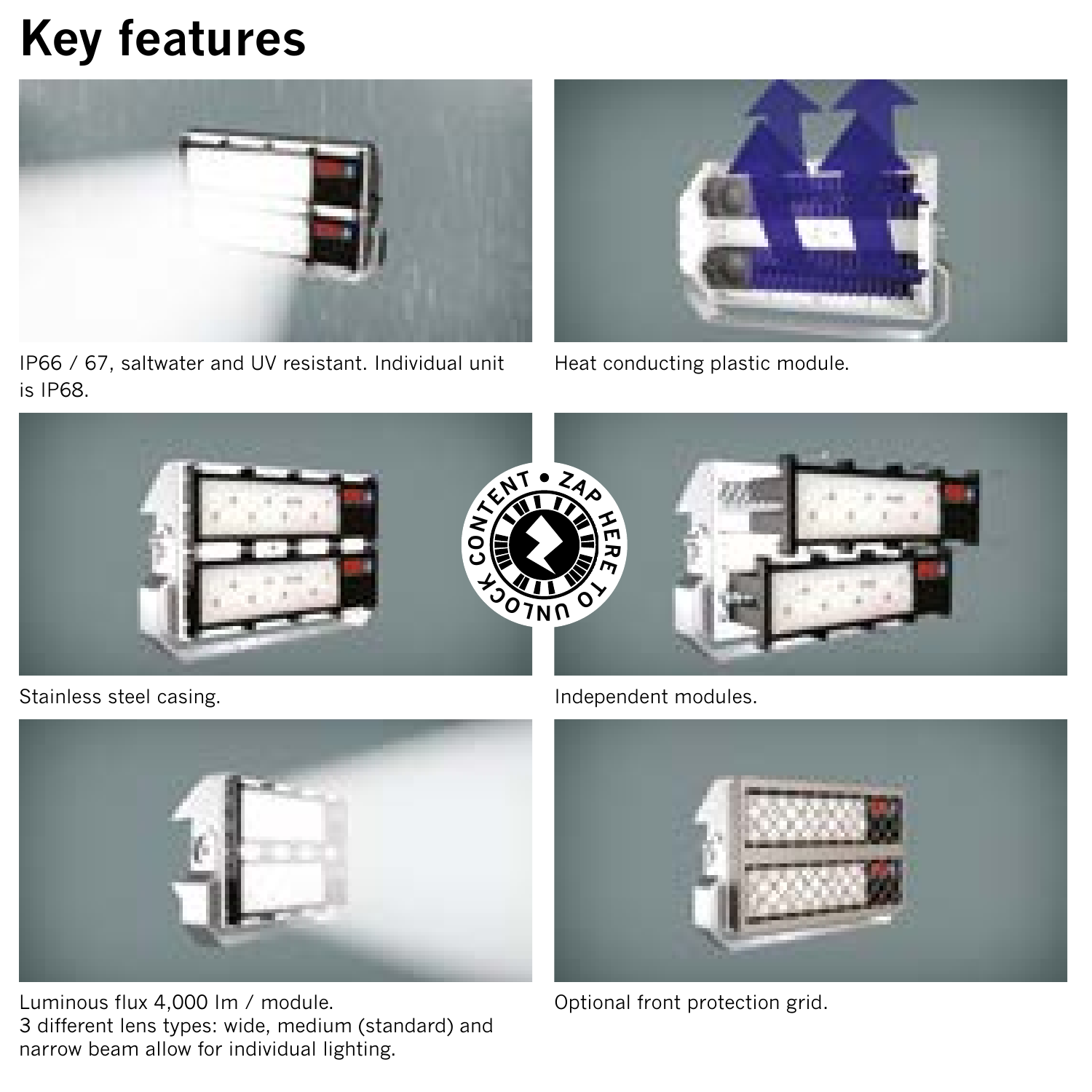# Key features

IP66 / 67, saltwater and UV resistant. Individual unit is IP68.

Heat conducting plastic module.

Stainless steel casing.

Independent modules.

Luminous flux 4,000 lm / module.
3 different lens types: wide, medium (standard) and narrow beam allow for individual lighting.

Optional front protection grid.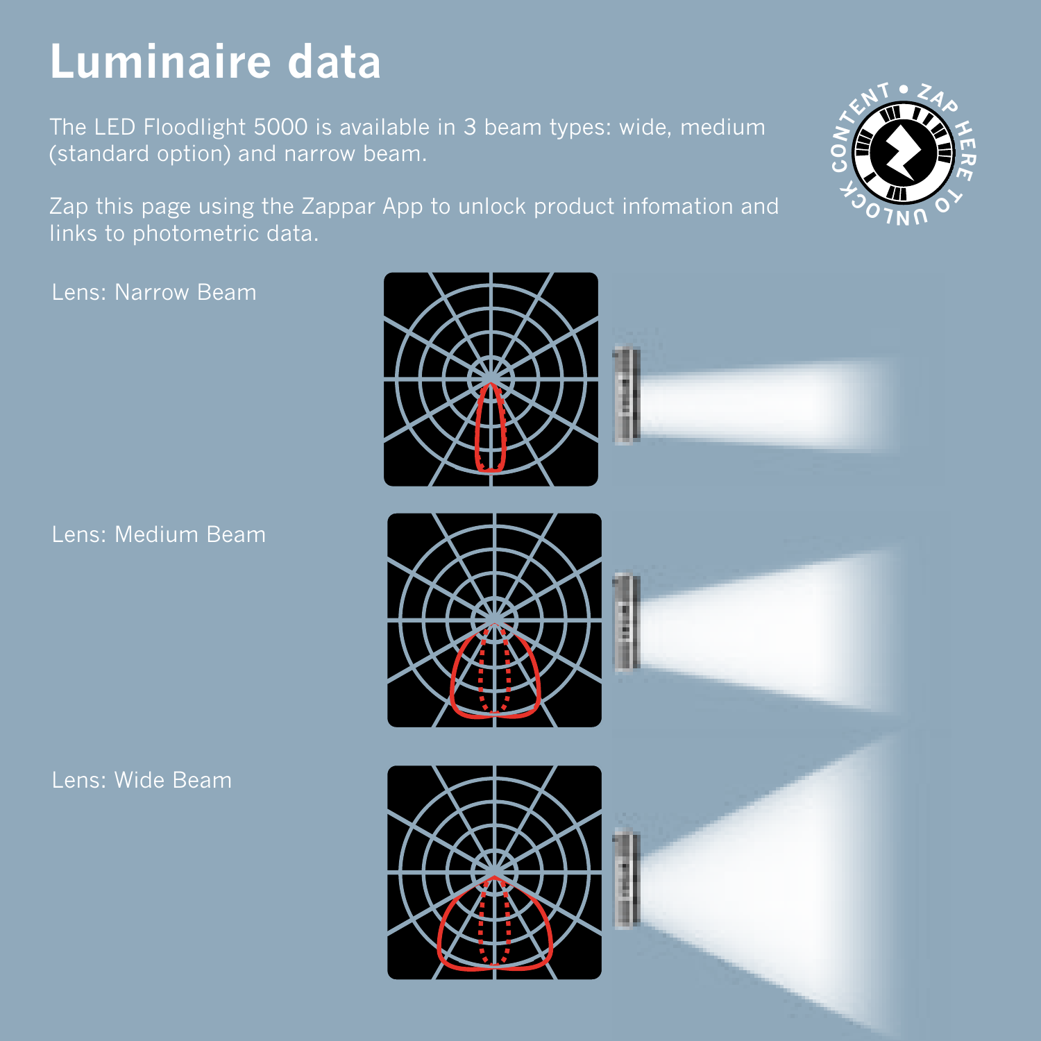# Luminaire data

The LED Floodlight 5000 is available in 3 beam types: wide, medium (standard option) and narrow beam.

Zap this page using the Zappar App to unlock product infomation and links to photometric data.

Lens: Narrow Beam

Lens: Medium Beam

Lens: Wide Beam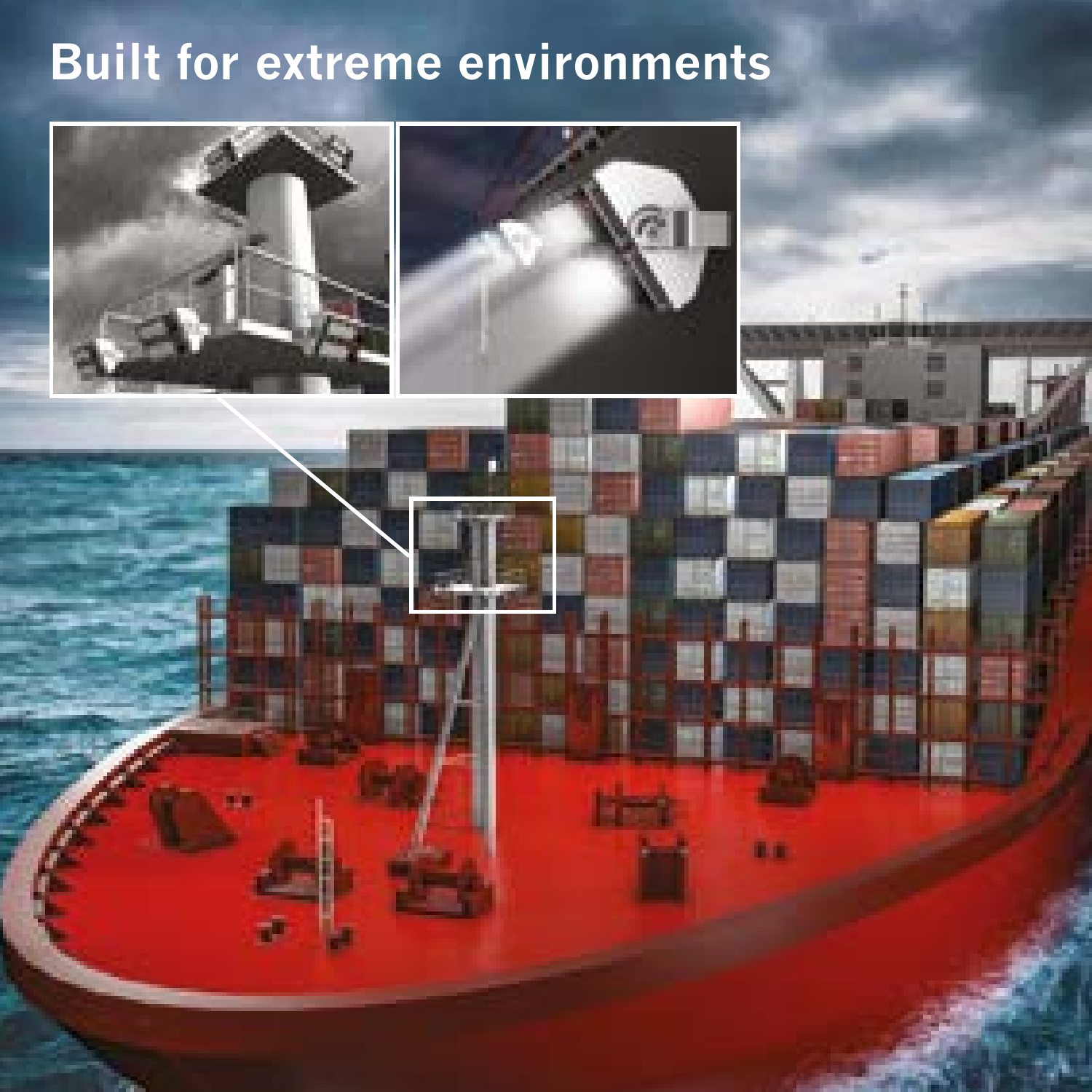# Built for extreme environments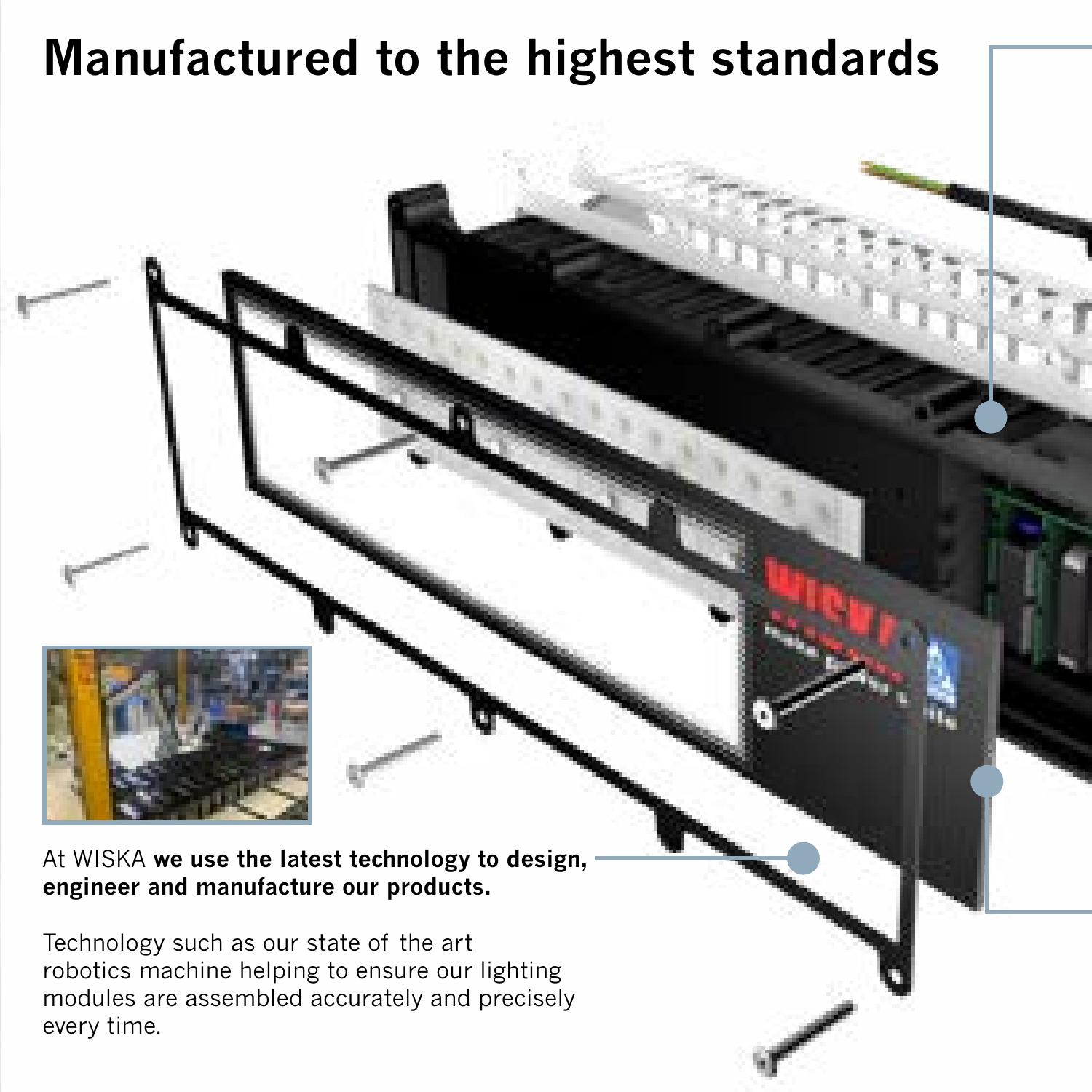# Manufactured to the highest standards

At WISKA **we use the latest technology to design, engineer and manufacture our products.**

Technology such as our state of the art robotics machine helping to ensure our lighting modules are assembled accurately and precisely every time.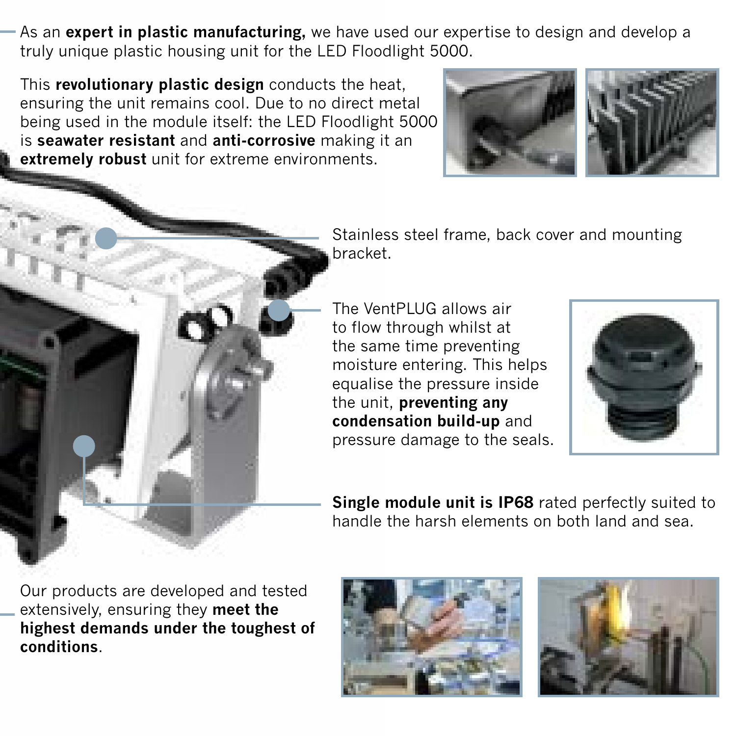As an **expert in plastic manufacturing,** we have used our expertise to design and develop a truly unique plastic housing unit for the LED Floodlight 5000.

This **revolutionary plastic design** conducts the heat, ensuring the unit remains cool. Due to no direct metal being used in the module itself: the LED Floodlight 5000 is **seawater resistant** and **anti-corrosive** making it an **extremely robust** unit for extreme environments.

Stainless steel frame, back cover and mounting bracket.

The VentPLUG allows air to flow through whilst at the same time preventing moisture entering. This helps equalise the pressure inside the unit, **preventing any condensation build-up** and pressure damage to the seals.

**Single module unit is IP68** rated perfectly suited to handle the harsh elements on both land and sea.

Our products are developed and tested extensively, ensuring they **meet the highest demands under the toughest of conditions**.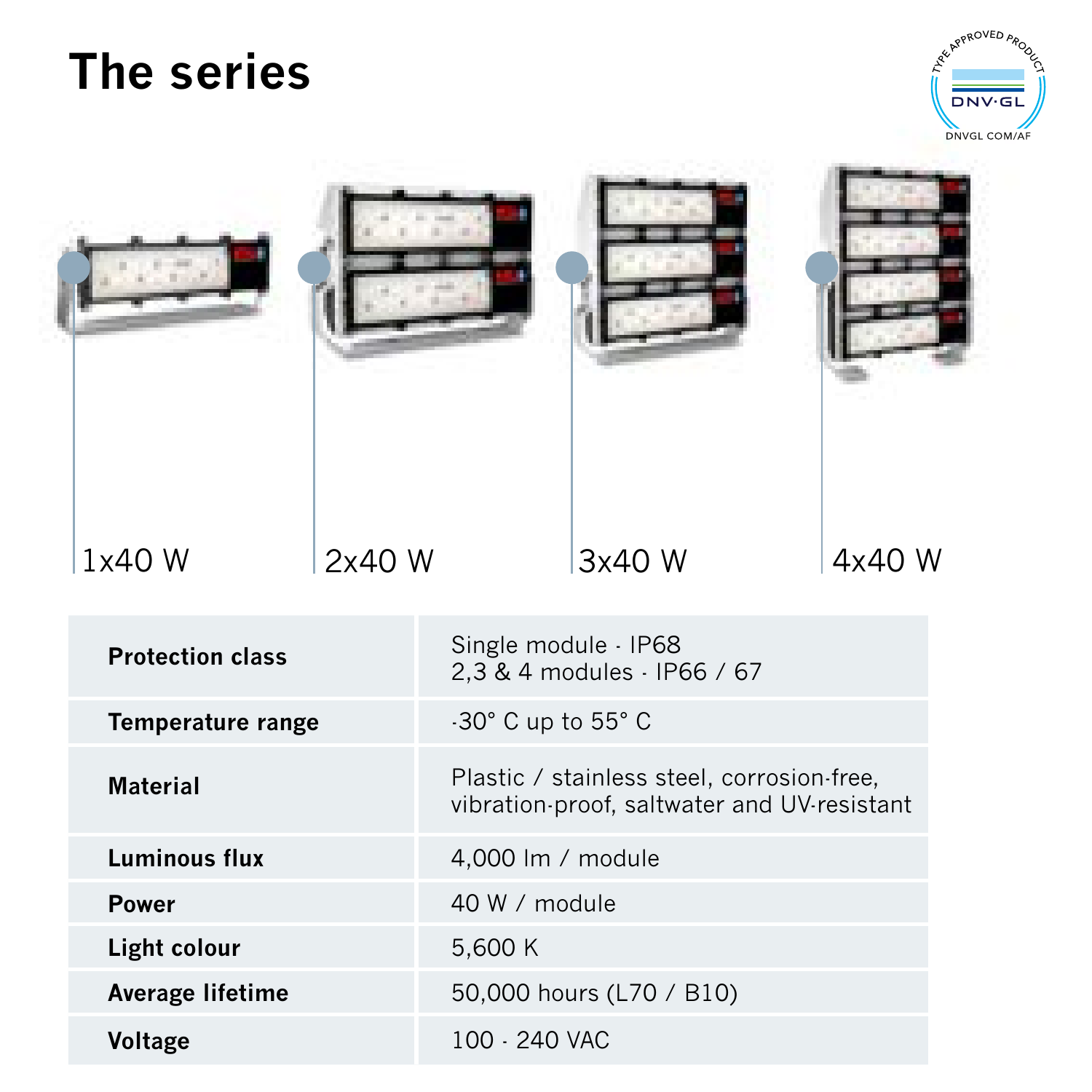# The series

1x40 W

2x40 W

3x40 W

4x40 W

| | |
|---|---|
| **Protection class** | Single module · IP68<br>2,3 & 4 modules · IP66 / 67 |
| **Temperature range** | -30° C up to 55° C |
| **Material** | Plastic / stainless steel, corrosion-free, vibration-proof, saltwater and UV-resistant |
| **Luminous flux** | 4,000 lm / module |
| **Power** | 40 W / module |
| **Light colour** | 5,600 K |
| **Average lifetime** | 50,000 hours (L70 / B10) |
| **Voltage** | 100 - 240 VAC |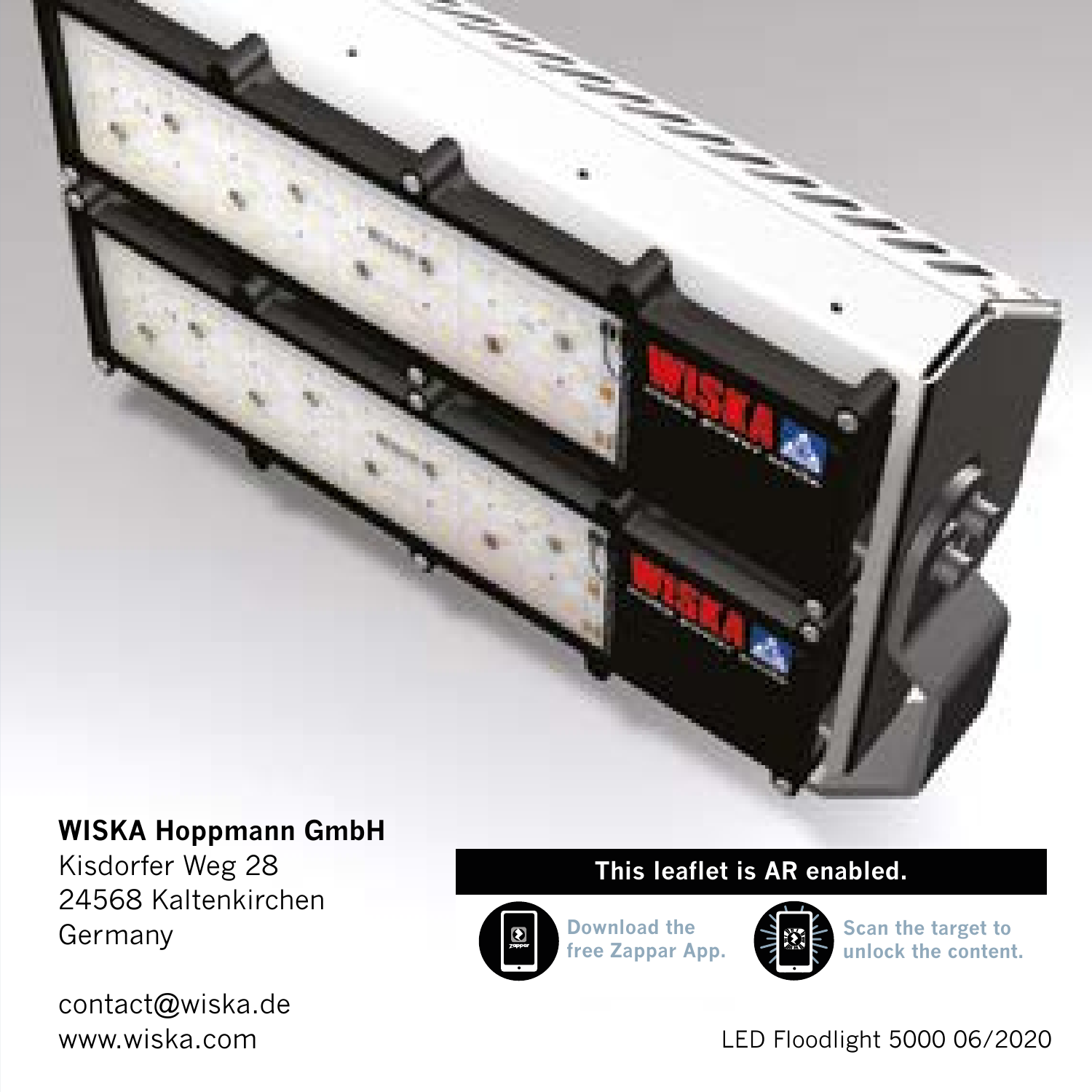**WISKA Hoppmann GmbH**
Kisdorfer Weg 28
24568 Kaltenkirchen
Germany

contact@wiska.de
www.wiska.com

**This leaflet is AR enabled.**

**Download the free Zappar App.**

**Scan the target to unlock the content.**

LED Floodlight 5000 06/2020